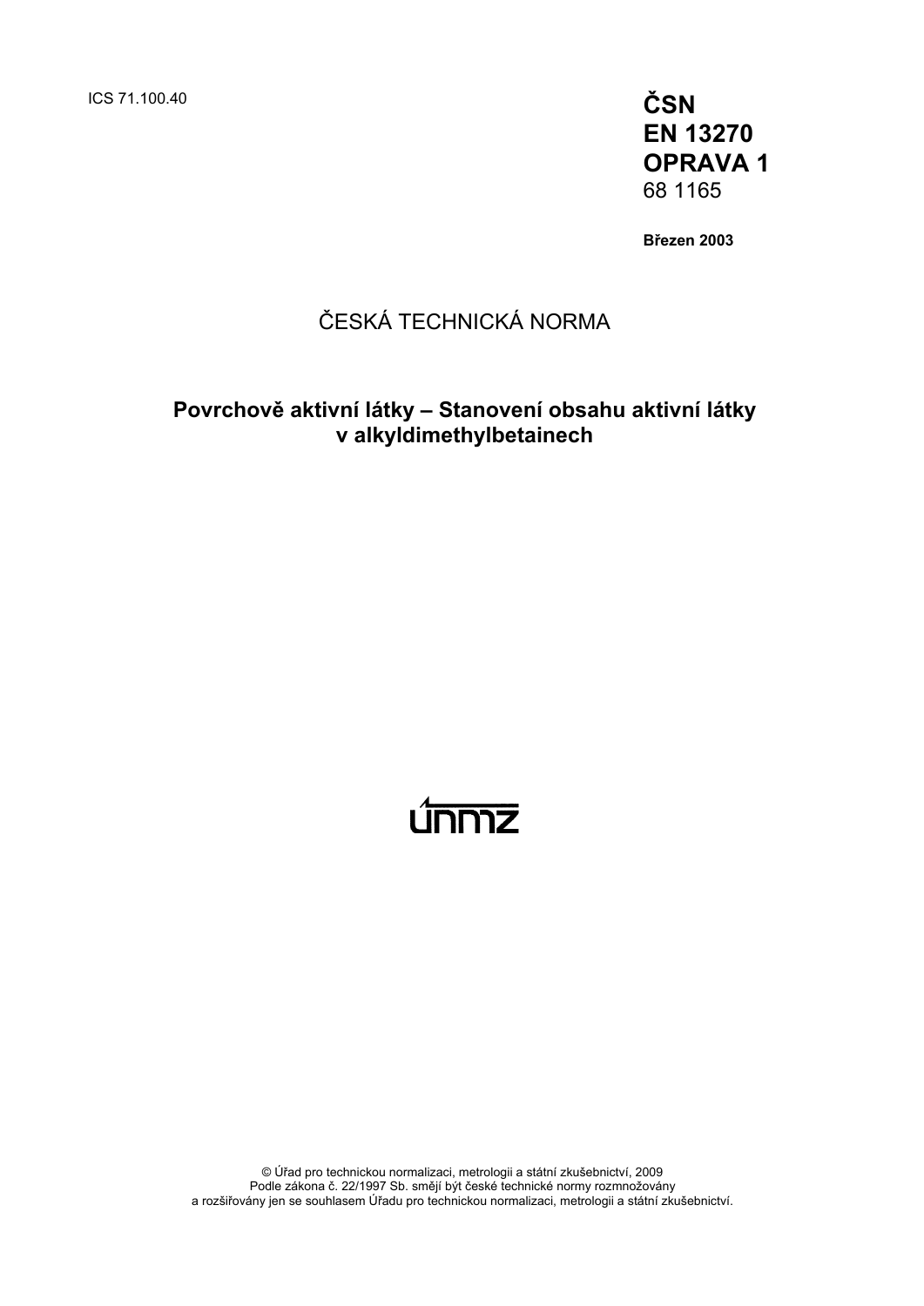ICS 71.100.40

**ČSN**
**EN 13270**
**OPRAVA 1**
68 1165

**Březen 2003**

ČESKÁ TECHNICKÁ NORMA

# Povrchově aktivní látky – Stanovení obsahu aktivní látky v alkyldimethylbetainech

únmz

© Úřad pro technickou normalizaci, metrologii a státní zkušebnictví, 2009
Podle zákona č. 22/1997 Sb. smějí být české technické normy rozmnožovány
a rozšiřovány jen se souhlasem Úřadu pro technickou normalizaci, metrologii a státní zkušebnictví.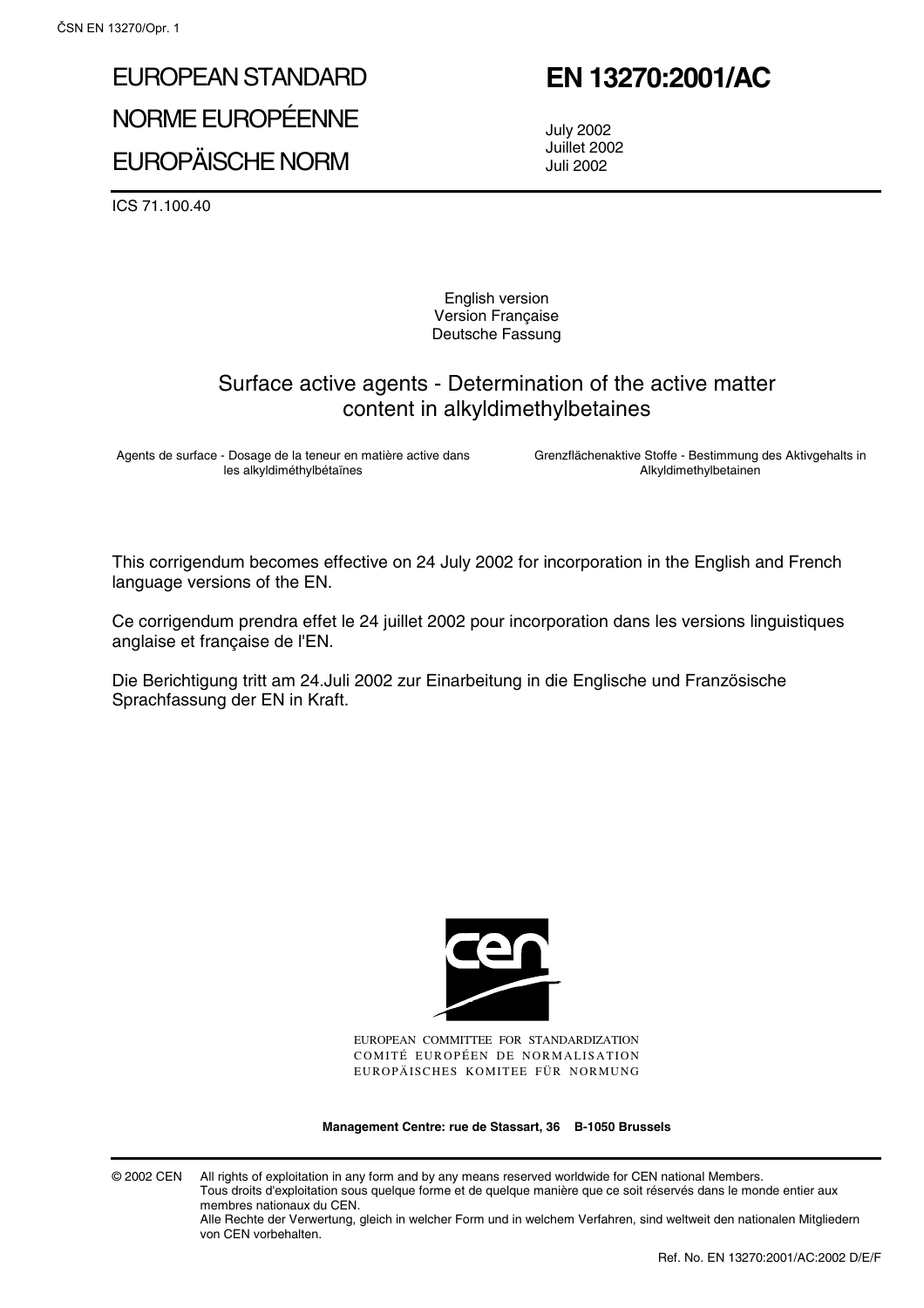# EUROPEAN STANDARD
# NORME EUROPÉENNE
# EUROPÄISCHE NORM

# EN 13270:2001/AC

July 2002
Juillet 2002
Juli 2002

ICS 71.100.40

English version
Version Française
Deutsche Fassung

## Surface active agents - Determination of the active matter content in alkyldimethylbetaines

Agents de surface - Dosage de la teneur en matière active dans les alkyldiméthylbétaïnes

Grenzflächenaktive Stoffe - Bestimmung des Aktivgehalts in Alkyldimethylbetainen

This corrigendum becomes effective on 24 July 2002 for incorporation in the English and French language versions of the EN.

Ce corrigendum prendra effet le 24 juillet 2002 pour incorporation dans les versions linguistiques anglaise et française de l'EN.

Die Berichtigung tritt am 24.Juli 2002 zur Einarbeitung in die Englische und Französische Sprachfassung der EN in Kraft.

EUROPEAN COMMITTEE FOR STANDARDIZATION
COMITÉ EUROPÉEN DE NORMALISATION
EUROPÄISCHES KOMITEE FÜR NORMUNG

**Management Centre: rue de Stassart, 36 B-1050 Brussels**

© 2002 CEN All rights of exploitation in any form and by any means reserved worldwide for CEN national Members.
Tous droits d'exploitation sous quelque forme et de quelque manière que ce soit réservés dans le monde entier aux membres nationaux du CEN.
Alle Rechte der Verwertung, gleich in welcher Form und in welchem Verfahren, sind weltweit den nationalen Mitgliedern von CEN vorbehalten.

Ref. No. EN 13270:2001/AC:2002 D/E/F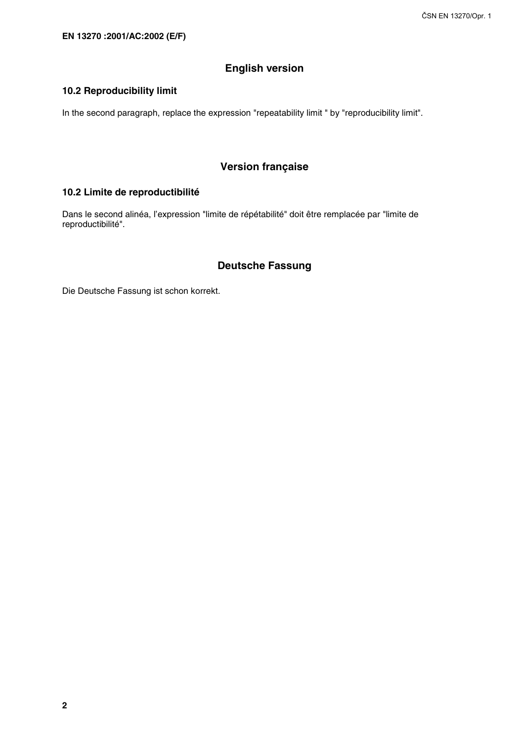**EN 13270 :2001/AC:2002 (E/F)**

## English version

### 10.2 Reproducibility limit

In the second paragraph, replace the expression "repeatability limit " by "reproducibility limit".

## Version française

### 10.2 Limite de reproductibilité

Dans le second alinéa, l'expression "limite de répétabilité" doit être remplacée par "limite de reproductibilité".

## Deutsche Fassung

Die Deutsche Fassung ist schon korrekt.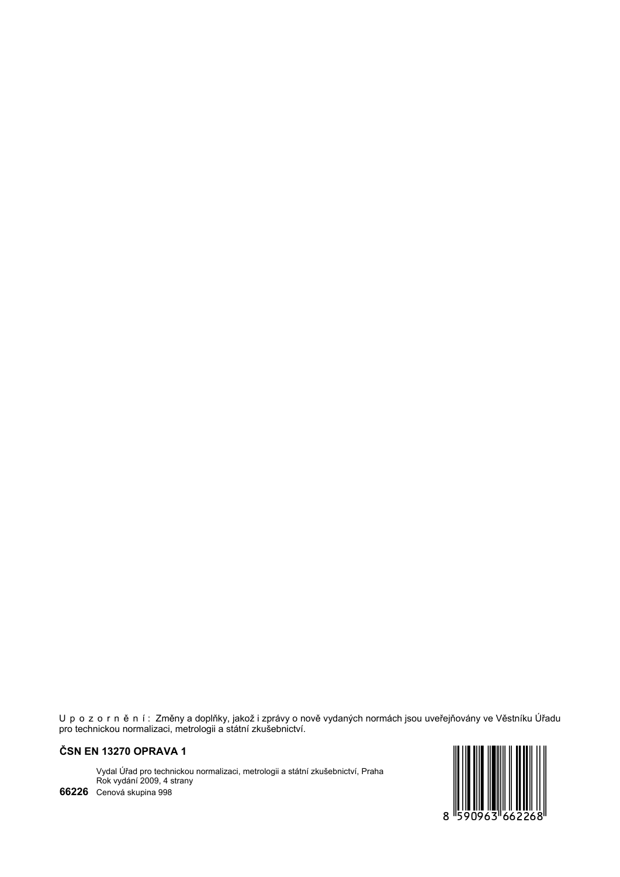U p o z o r n ě n í : Změny a doplňky, jakož i zprávy o nově vydaných normách jsou uveřejňovány ve Věstníku Úřadu pro technickou normalizaci, metrologii a státní zkušebnictví.

**ČSN EN 13270 OPRAVA 1**

Vydal Úřad pro technickou normalizaci, metrologii a státní zkušebnictví, Praha
Rok vydání 2009, 4 strany

**66226** Cenová skupina 998

8 590963 662268